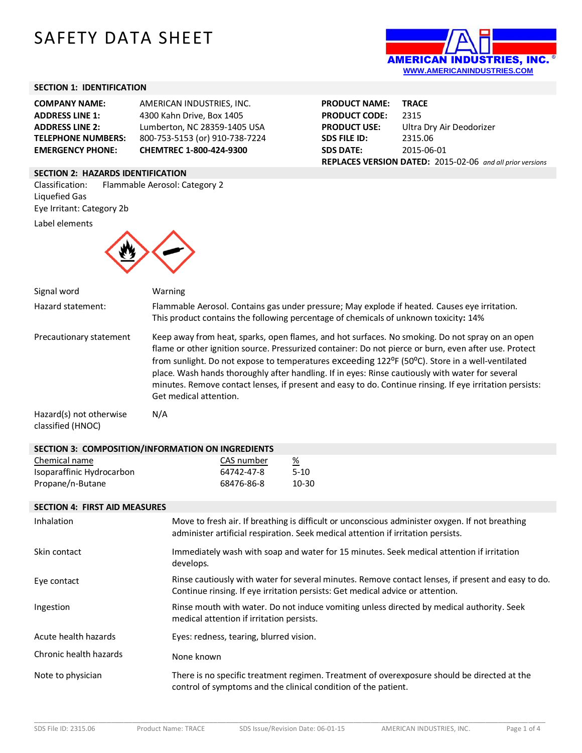# SAFETY DATA SHEET

AMERICAN INDUSTRIES, INC.
WWW.AMERICANINDUSTRIES.COM

## SECTION 1: IDENTIFICATION

| | |
|---|---|
| **COMPANY NAME:** | AMERICAN INDUSTRIES, INC. |
| **ADDRESS LINE 1:** | 4300 Kahn Drive, Box 1405 |
| **ADDRESS LINE 2:** | Lumberton, NC 28359-1405 USA |
| **TELEPHONE NUMBERS:** | 800-753-5153 (or) 910-738-7224 |
| **EMERGENCY PHONE:** | **CHEMTREC 1-800-424-9300** |

| | |
|---|---|
| **PRODUCT NAME:** | **TRACE** |
| **PRODUCT CODE:** | 2315 |
| **PRODUCT USE:** | Ultra Dry Air Deodorizer |
| **SDS FILE ID:** | 2315.06 |
| **SDS DATE:** | 2015-06-01 |

**REPLACES VERSION DATED:** 2015-02-06 *and all prior versions*

## SECTION 2: HAZARDS IDENTIFICATION

Classification: Flammable Aerosol: Category 2
Liquefied Gas
Eye Irritant: Category 2b

Label elements

| | |
|---|---|
| Signal word | Warning |
| Hazard statement: | Flammable Aerosol. Contains gas under pressure; May explode if heated. Causes eye irritation. This product contains the following percentage of chemicals of unknown toxicity**:** 14% |
| Precautionary statement | Keep away from heat, sparks, open flames, and hot surfaces. No smoking. Do not spray on an open flame or other ignition source. Pressurized container: Do not pierce or burn, even after use. Protect from sunlight. Do not expose to temperatures exceeding 122ºF (50ºC). Store in a well-ventilated place. Wash hands thoroughly after handling. If in eyes: Rinse cautiously with water for several minutes. Remove contact lenses, if present and easy to do. Continue rinsing. If eye irritation persists: Get medical attention. |
| Hazard(s) not otherwise classified (HNOC) | N/A |

## SECTION 3: COMPOSITION/INFORMATION ON INGREDIENTS

| Chemical name | CAS number | % |
|---|---|---|
| Isoparaffinic Hydrocarbon | 64742-47-8 | 5-10 |
| Propane/n-Butane | 68476-86-8 | 10-30 |

## SECTION 4: FIRST AID MEASURES

| | |
|---|---|
| Inhalation | Move to fresh air. If breathing is difficult or unconscious administer oxygen. If not breathing administer artificial respiration. Seek medical attention if irritation persists. |
| Skin contact | Immediately wash with soap and water for 15 minutes. Seek medical attention if irritation develops. |
| Eye contact | Rinse cautiously with water for several minutes. Remove contact lenses, if present and easy to do. Continue rinsing. If eye irritation persists: Get medical advice or attention. |
| Ingestion | Rinse mouth with water. Do not induce vomiting unless directed by medical authority. Seek medical attention if irritation persists. |
| Acute health hazards | Eyes: redness, tearing, blurred vision. |
| Chronic health hazards | None known |
| Note to physician | There is no specific treatment regimen. Treatment of overexposure should be directed at the control of symptoms and the clinical condition of the patient. |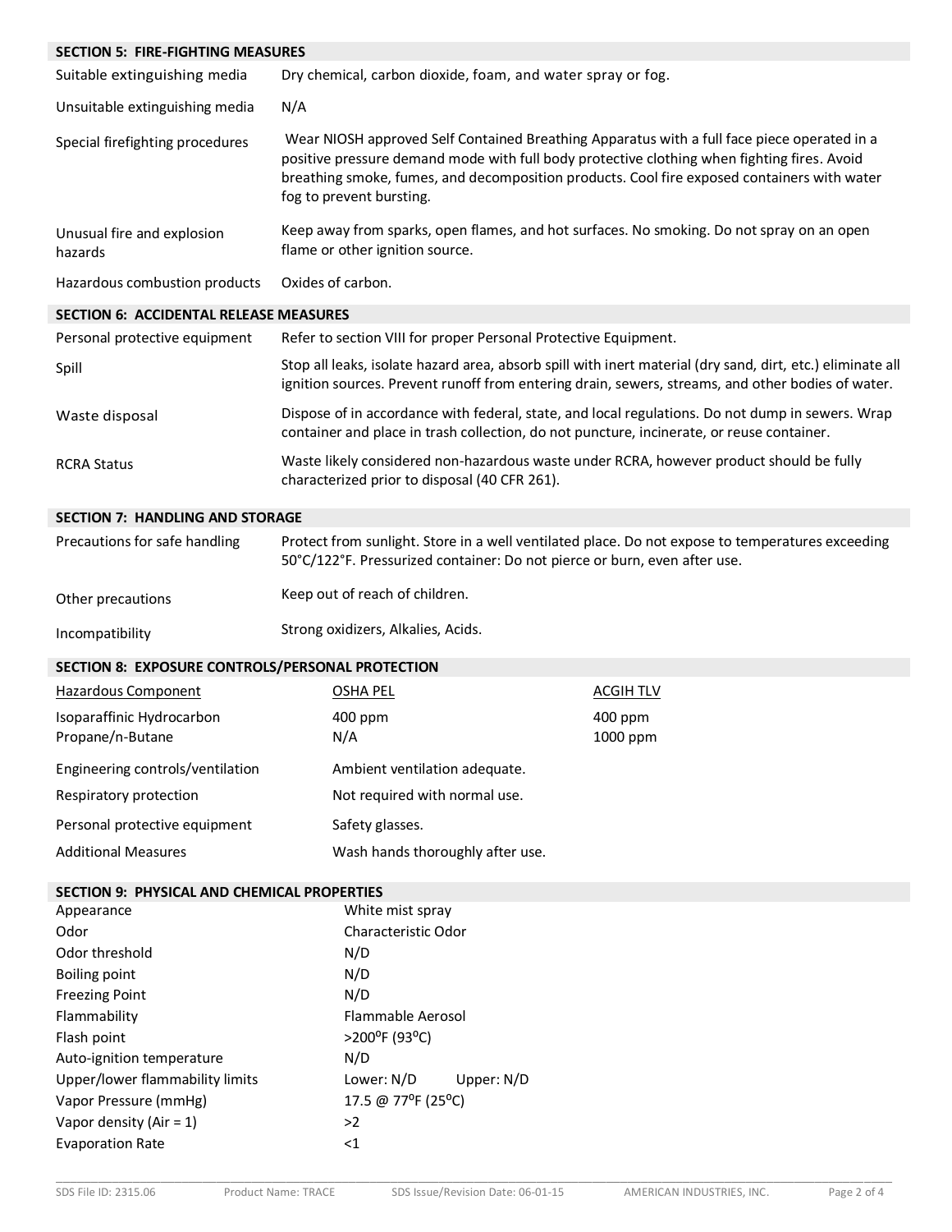## SECTION 5: FIRE-FIGHTING MEASURES

| | |
|---|---|
| Suitable extinguishing media | Dry chemical, carbon dioxide, foam, and water spray or fog. |
| Unsuitable extinguishing media | N/A |
| Special firefighting procedures | Wear NIOSH approved Self Contained Breathing Apparatus with a full face piece operated in a positive pressure demand mode with full body protective clothing when fighting fires. Avoid breathing smoke, fumes, and decomposition products. Cool fire exposed containers with water fog to prevent bursting. |
| Unusual fire and explosion hazards | Keep away from sparks, open flames, and hot surfaces. No smoking. Do not spray on an open flame or other ignition source. |
| Hazardous combustion products | Oxides of carbon. |

## SECTION 6: ACCIDENTAL RELEASE MEASURES

| | |
|---|---|
| Personal protective equipment | Refer to section VIII for proper Personal Protective Equipment. |
| Spill | Stop all leaks, isolate hazard area, absorb spill with inert material (dry sand, dirt, etc.) eliminate all ignition sources. Prevent runoff from entering drain, sewers, streams, and other bodies of water. |
| Waste disposal | Dispose of in accordance with federal, state, and local regulations. Do not dump in sewers. Wrap container and place in trash collection, do not puncture, incinerate, or reuse container. |
| RCRA Status | Waste likely considered non-hazardous waste under RCRA, however product should be fully characterized prior to disposal (40 CFR 261). |

## SECTION 7: HANDLING AND STORAGE

| | |
|---|---|
| Precautions for safe handling | Protect from sunlight. Store in a well ventilated place. Do not expose to temperatures exceeding 50°C/122°F. Pressurized container: Do not pierce or burn, even after use. |
| Other precautions | Keep out of reach of children. |
| Incompatibility | Strong oxidizers, Alkalies, Acids. |

## SECTION 8: EXPOSURE CONTROLS/PERSONAL PROTECTION

| Hazardous Component | OSHA PEL | ACGIH TLV |
|---|---|---|
| Isoparaffinic Hydrocarbon | 400 ppm | 400 ppm |
| Propane/n-Butane | N/A | 1000 ppm |

| | |
|---|---|
| Engineering controls/ventilation | Ambient ventilation adequate. |
| Respiratory protection | Not required with normal use. |
| Personal protective equipment | Safety glasses. |
| Additional Measures | Wash hands thoroughly after use. |

## SECTION 9: PHYSICAL AND CHEMICAL PROPERTIES

| | |
|---|---|
| Appearance | White mist spray |
| Odor | Characteristic Odor |
| Odor threshold | N/D |
| Boiling point | N/D |
| Freezing Point | N/D |
| Flammability | Flammable Aerosol |
| Flash point | >200°F (93°C) |
| Auto-ignition temperature | N/D |
| Upper/lower flammability limits | Lower: N/D Upper: N/D |
| Vapor Pressure (mmHg) | 17.5 @ 77°F (25°C) |
| Vapor density (Air = 1) | >2 |
| Evaporation Rate | <1 |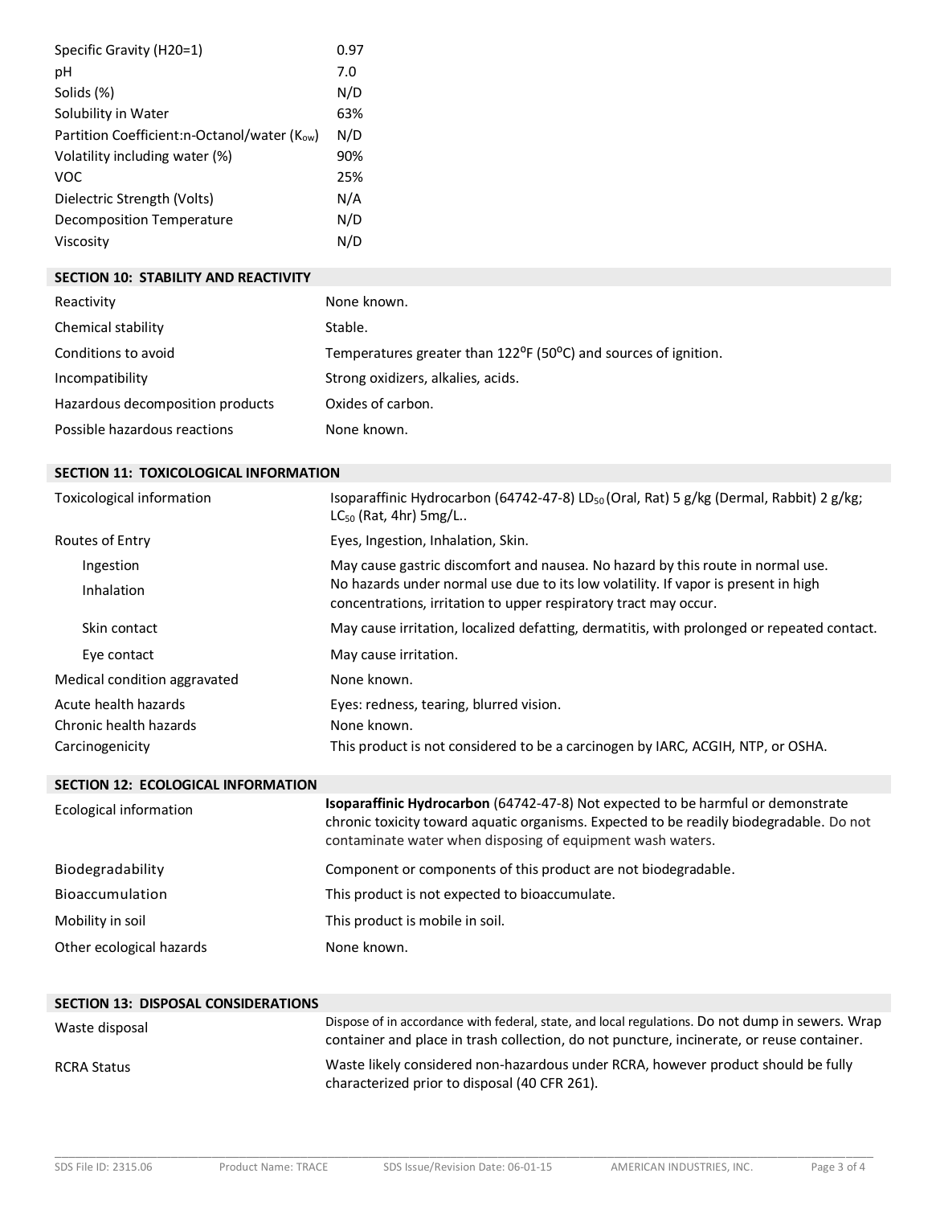| | |
|---|---|
| Specific Gravity (H20=1) | 0.97 |
| pH | 7.0 |
| Solids (%) | N/D |
| Solubility in Water | 63% |
| Partition Coefficient:n-Octanol/water ($K_{ow}$) | N/D |
| Volatility including water (%) | 90% |
| VOC | 25% |
| Dielectric Strength (Volts) | N/A |
| Decomposition Temperature | N/D |
| Viscosity | N/D |

## SECTION 10: STABILITY AND REACTIVITY

| | |
|---|---|
| Reactivity | None known. |
| Chemical stability | Stable. |
| Conditions to avoid | Temperatures greater than 122ºF (50ºC) and sources of ignition. |
| Incompatibility | Strong oxidizers, alkalies, acids. |
| Hazardous decomposition products | Oxides of carbon. |
| Possible hazardous reactions | None known. |

## SECTION 11: TOXICOLOGICAL INFORMATION

| | |
|---|---|
| Toxicological information | Isoparaffinic Hydrocarbon (64742-47-8) $LD_{50}$ (Oral, Rat) 5 g/kg (Dermal, Rabbit) 2 g/kg; $LC_{50}$ (Rat, 4hr) 5mg/L.. |
| Routes of Entry | Eyes, Ingestion, Inhalation, Skin. |
| Ingestion | May cause gastric discomfort and nausea. No hazard by this route in normal use. |
| Inhalation | No hazards under normal use due to its low volatility. If vapor is present in high concentrations, irritation to upper respiratory tract may occur. |
| Skin contact | May cause irritation, localized defatting, dermatitis, with prolonged or repeated contact. |
| Eye contact | May cause irritation. |
| Medical condition aggravated | None known. |
| Acute health hazards | Eyes: redness, tearing, blurred vision. |
| Chronic health hazards | None known. |
| Carcinogenicity | This product is not considered to be a carcinogen by IARC, ACGIH, NTP, or OSHA. |

## SECTION 12: ECOLOGICAL INFORMATION

| | |
|---|---|
| Ecological information | **Isoparaffinic Hydrocarbon** (64742-47-8) Not expected to be harmful or demonstrate chronic toxicity toward aquatic organisms. Expected to be readily biodegradable. Do not contaminate water when disposing of equipment wash waters. |
| Biodegradability | Component or components of this product are not biodegradable. |
| Bioaccumulation | This product is not expected to bioaccumulate. |
| Mobility in soil | This product is mobile in soil. |
| Other ecological hazards | None known. |

## SECTION 13: DISPOSAL CONSIDERATIONS

| | |
|---|---|
| Waste disposal | Dispose of in accordance with federal, state, and local regulations. Do not dump in sewers. Wrap container and place in trash collection, do not puncture, incinerate, or reuse container. |
| RCRA Status | Waste likely considered non-hazardous under RCRA, however product should be fully characterized prior to disposal (40 CFR 261). |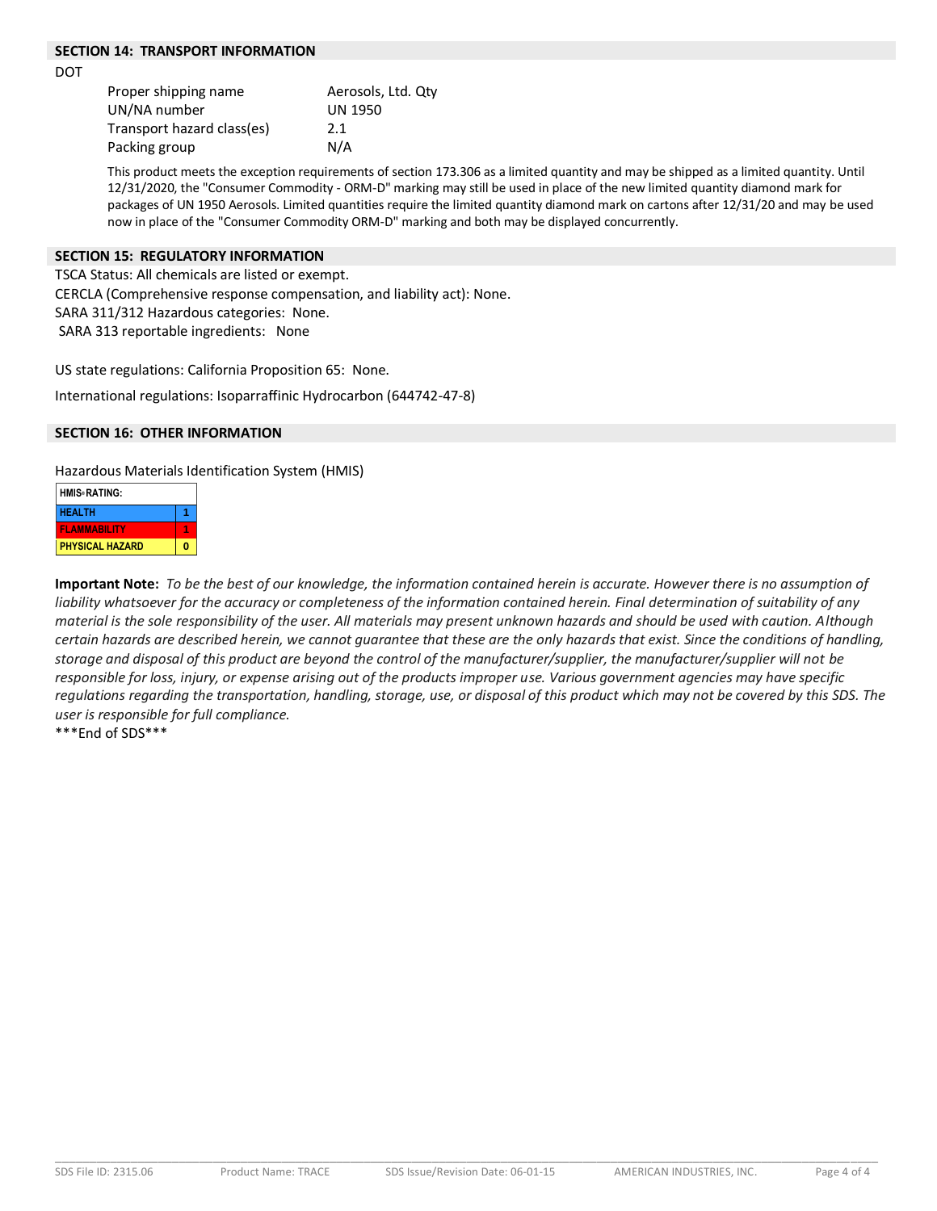## SECTION 14: TRANSPORT INFORMATION

DOT

| | |
|---|---|
| Proper shipping name | Aerosols, Ltd. Qty |
| UN/NA number | UN 1950 |
| Transport hazard class(es) | 2.1 |
| Packing group | N/A |

This product meets the exception requirements of section 173.306 as a limited quantity and may be shipped as a limited quantity. Until 12/31/2020, the "Consumer Commodity - ORM-D" marking may still be used in place of the new limited quantity diamond mark for packages of UN 1950 Aerosols. Limited quantities require the limited quantity diamond mark on cartons after 12/31/20 and may be used now in place of the "Consumer Commodity ORM-D" marking and both may be displayed concurrently.

## SECTION 15: REGULATORY INFORMATION

TSCA Status: All chemicals are listed or exempt.
CERCLA (Comprehensive response compensation, and liability act): None.
SARA 311/312 Hazardous categories: None.
SARA 313 reportable ingredients: None

US state regulations: California Proposition 65: None.

International regulations: Isoparraffinic Hydrocarbon (644742-47-8)

## SECTION 16: OTHER INFORMATION

Hazardous Materials Identification System (HMIS)

| HMIS® RATING: | |
|---|---|
| HEALTH | 1 |
| FLAMMABILITY | 1 |
| PHYSICAL HAZARD | 0 |

**Important Note:** *To be the best of our knowledge, the information contained herein is accurate. However there is no assumption of liability whatsoever for the accuracy or completeness of the information contained herein. Final determination of suitability of any material is the sole responsibility of the user. All materials may present unknown hazards and should be used with caution. Although certain hazards are described herein, we cannot guarantee that these are the only hazards that exist. Since the conditions of handling, storage and disposal of this product are beyond the control of the manufacturer/supplier, the manufacturer/supplier will not be responsible for loss, injury, or expense arising out of the products improper use. Various government agencies may have specific regulations regarding the transportation, handling, storage, use, or disposal of this product which may not be covered by this SDS. The user is responsible for full compliance.*

***End of SDS***